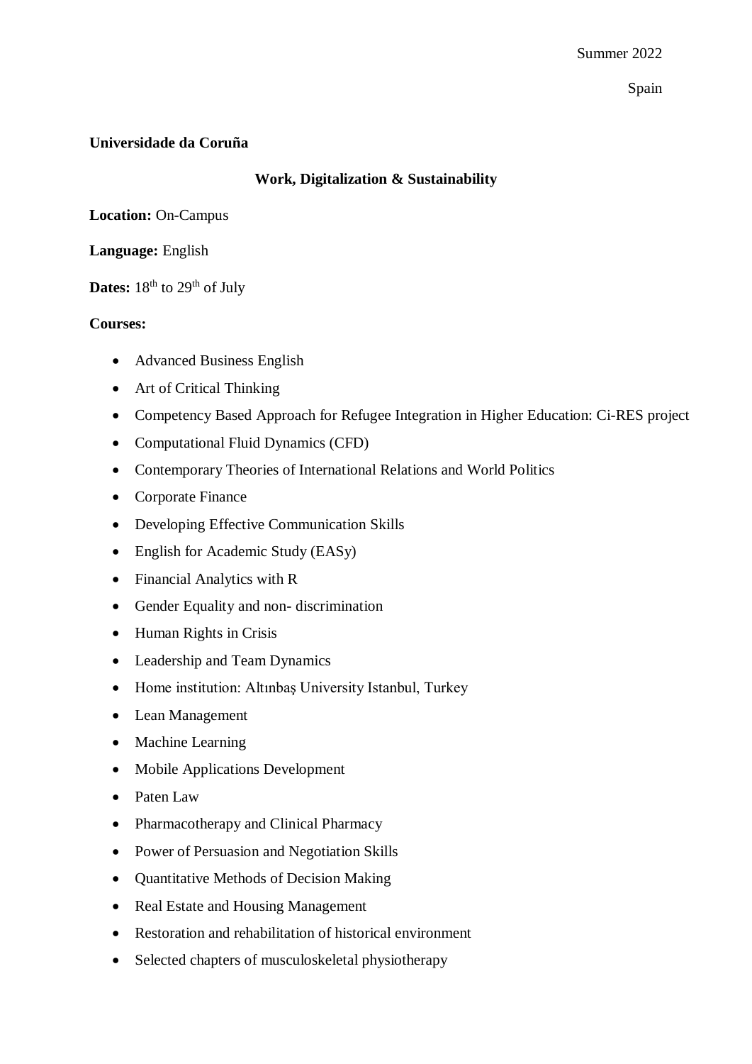Summer 2022

Spain

**Universidade da Coruña**

**Work, Digitalization & Sustainability**

**Location:** On-Campus

**Language:** English

**Dates:** 18th to 29th of July

**Courses:**

- Advanced Business English
- Art of Critical Thinking
- Competency Based Approach for Refugee Integration in Higher Education: Ci-RES project
- Computational Fluid Dynamics (CFD)
- Contemporary Theories of International Relations and World Politics
- Corporate Finance
- Developing Effective Communication Skills
- English for Academic Study (EASy)
- Financial Analytics with R
- Gender Equality and non- discrimination
- Human Rights in Crisis
- Leadership and Team Dynamics
- Home institution: Altınbaş University Istanbul, Turkey
- Lean Management
- Machine Learning
- Mobile Applications Development
- Paten Law
- Pharmacotherapy and Clinical Pharmacy
- Power of Persuasion and Negotiation Skills
- Quantitative Methods of Decision Making
- Real Estate and Housing Management
- Restoration and rehabilitation of historical environment
- Selected chapters of musculoskeletal physiotherapy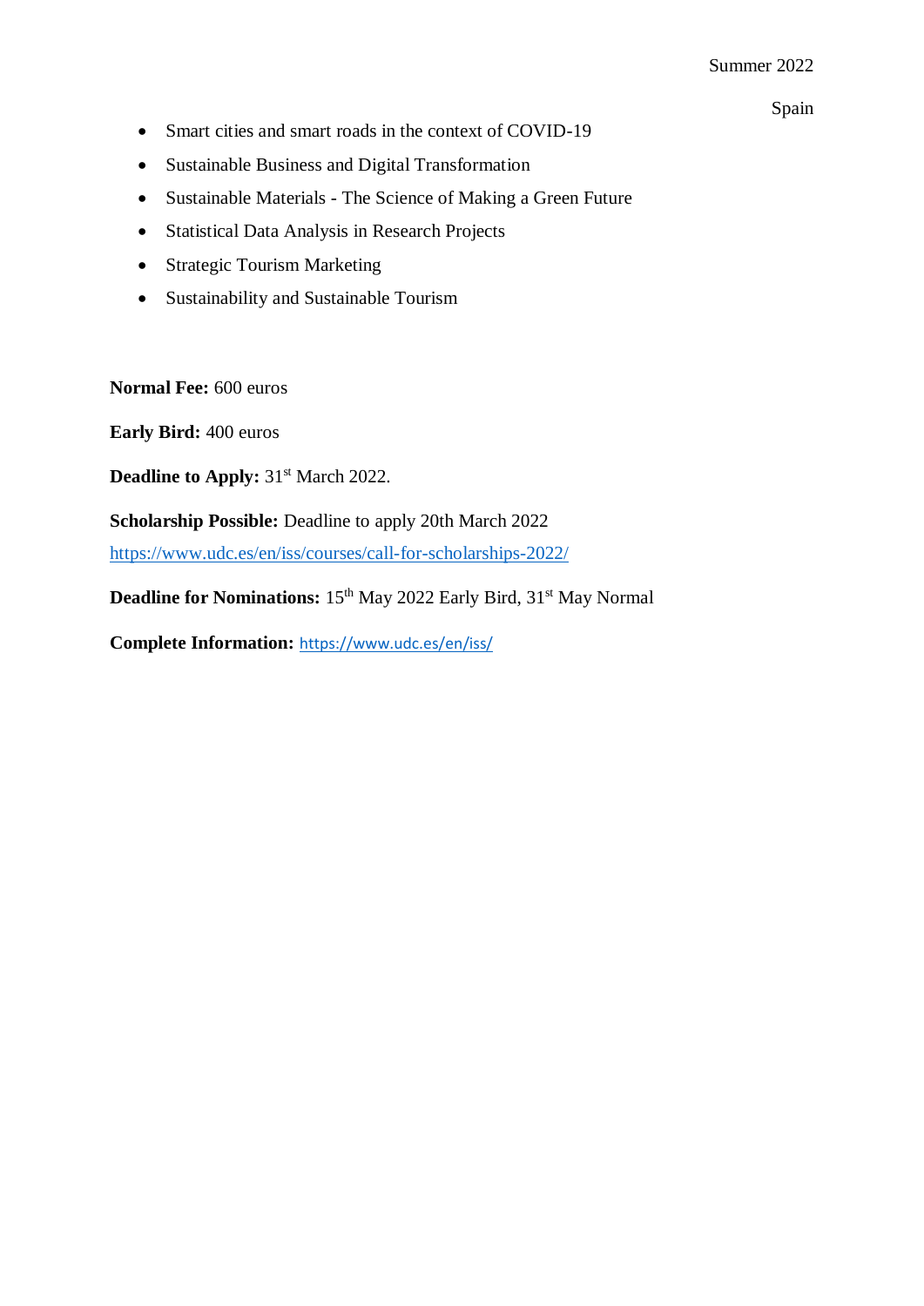- Smart cities and smart roads in the context of COVID-19
- Sustainable Business and Digital Transformation
- Sustainable Materials - The Science of Making a Green Future
- Statistical Data Analysis in Research Projects
- Strategic Tourism Marketing
- Sustainability and Sustainable Tourism

**Normal Fee:** 600 euros

**Early Bird:** 400 euros

**Deadline to Apply:** 31st March 2022.

**Scholarship Possible:** Deadline to apply 20th March 2022

https://www.udc.es/en/iss/courses/call-for-scholarships-2022/

**Deadline for Nominations:** 15th May 2022 Early Bird, 31st May Normal

**Complete Information:** https://www.udc.es/en/iss/